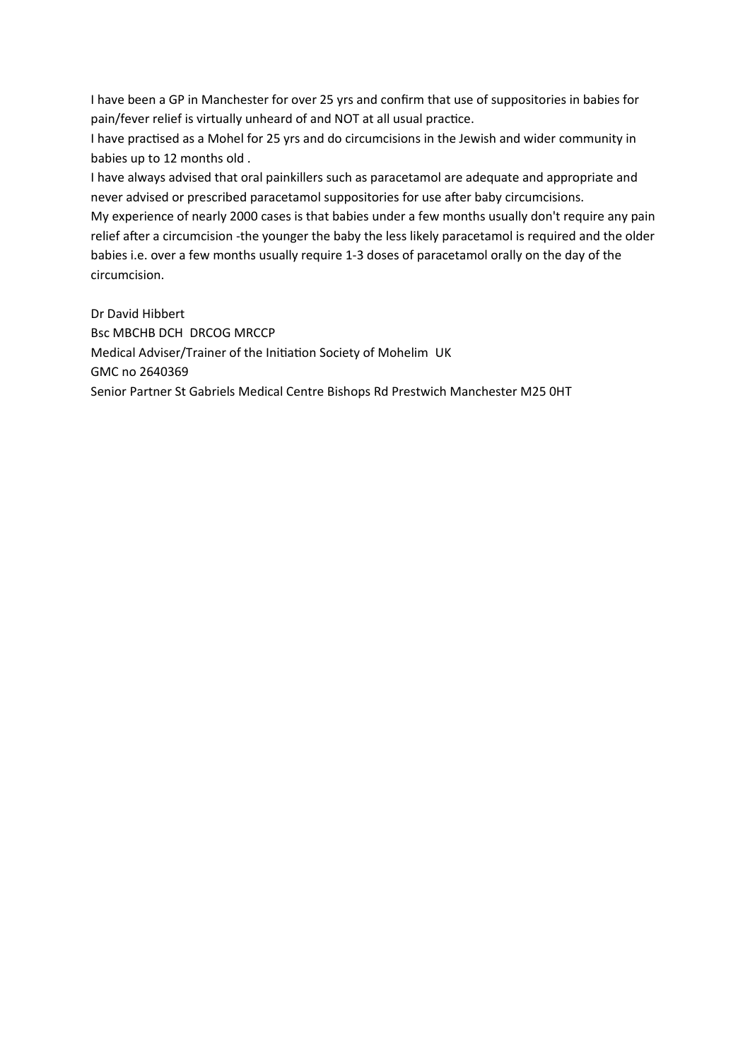I have been a GP in Manchester for over 25 yrs and confirm that use of suppositories in babies for pain/fever relief is virtually unheard of and NOT at all usual practice.

I have practised as a Mohel for 25 yrs and do circumcisions in the Jewish and wider community in babies up to 12 months old .

I have always advised that oral painkillers such as paracetamol are adequate and appropriate and never advised or prescribed paracetamol suppositories for use after baby circumcisions.

My experience of nearly 2000 cases is that babies under a few months usually don't require any pain relief after a circumcision -the younger the baby the less likely paracetamol is required and the older babies i.e. over a few months usually require 1-3 doses of paracetamol orally on the day of the circumcision.

Dr David Hibbert
Bsc MBCHB DCH DRCOG MRCCP
Medical Adviser/Trainer of the Initiation Society of Mohelim UK
GMC no 2640369
Senior Partner St Gabriels Medical Centre Bishops Rd Prestwich Manchester M25 0HT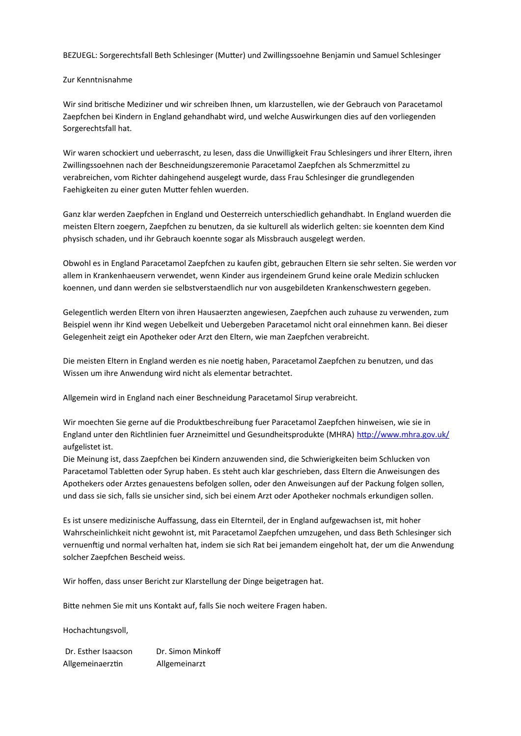BEZUEGL: Sorgerechtsfall Beth Schlesinger (Mutter) und Zwillingssoehne Benjamin und Samuel Schlesinger

Zur Kenntnisnahme

Wir sind britische Mediziner und wir schreiben Ihnen, um klarzustellen, wie der Gebrauch von Paracetamol Zaepfchen bei Kindern in England gehandhabt wird, und welche Auswirkungen dies auf den vorliegenden Sorgerechtsfall hat.

Wir waren schockiert und ueberrascht, zu lesen, dass die Unwilligkeit Frau Schlesingers und ihrer Eltern, ihren Zwillingssoehnen nach der Beschneidungszeremonie Paracetamol Zaepfchen als Schmerzmittel zu verabreichen, vom Richter dahingehend ausgelegt wurde, dass Frau Schlesinger die grundlegenden Faehigkeiten zu einer guten Mutter fehlen wuerden.

Ganz klar werden Zaepfchen in England und Oesterreich unterschiedlich gehandhabt. In England wuerden die meisten Eltern zoegern, Zaepfchen zu benutzen, da sie kulturell als widerlich gelten: sie koennten dem Kind physisch schaden, und ihr Gebrauch koennte sogar als Missbrauch ausgelegt werden.

Obwohl es in England Paracetamol Zaepfchen zu kaufen gibt, gebrauchen Eltern sie sehr selten. Sie werden vor allem in Krankenhaeusern verwendet, wenn Kinder aus irgendeinem Grund keine orale Medizin schlucken koennen, und dann werden sie selbstverstaendlich nur von ausgebildeten Krankenschwestern gegeben.

Gelegentlich werden Eltern von ihren Hausaerzten angewiesen, Zaepfchen auch zuhause zu verwenden, zum Beispiel wenn ihr Kind wegen Uebelkeit und Uebergeben Paracetamol nicht oral einnehmen kann. Bei dieser Gelegenheit zeigt ein Apotheker oder Arzt den Eltern, wie man Zaepfchen verabreicht.

Die meisten Eltern in England werden es nie noetig haben, Paracetamol Zaepfchen zu benutzen, und das Wissen um ihre Anwendung wird nicht als elementar betrachtet.

Allgemein wird in England nach einer Beschneidung Paracetamol Sirup verabreicht.

Wir moechten Sie gerne auf die Produktbeschreibung fuer Paracetamol Zaepfchen hinweisen, wie sie in England unter den Richtlinien fuer Arzneimittel und Gesundheitsprodukte (MHRA) [http://www.mhra.gov.uk/](http://www.mhra.gov.uk/) aufgelistet ist.
Die Meinung ist, dass Zaepfchen bei Kindern anzuwenden sind, die Schwierigkeiten beim Schlucken von Paracetamol Tabletten oder Syrup haben. Es steht auch klar geschrieben, dass Eltern die Anweisungen des Apothekers oder Arztes genauestens befolgen sollen, oder den Anweisungen auf der Packung folgen sollen, und dass sie sich, falls sie unsicher sind, sich bei einem Arzt oder Apotheker nochmals erkundigen sollen.

Es ist unsere medizinische Auffassung, dass ein Elternteil, der in England aufgewachsen ist, mit hoher Wahrscheinlichkeit nicht gewohnt ist, mit Paracetamol Zaepfchen umzugehen, und dass Beth Schlesinger sich vernuenftig und normal verhalten hat, indem sie sich Rat bei jemandem eingeholt hat, der um die Anwendung solcher Zaepfchen Bescheid weiss.

Wir hoffen, dass unser Bericht zur Klarstellung der Dinge beigetragen hat.

Bitte nehmen Sie mit uns Kontakt auf, falls Sie noch weitere Fragen haben.

Hochachtungsvoll,

Dr. Esther Isaacson  
Allgemeinaerztin

Dr. Simon Minkoff  
Allgemeinarzt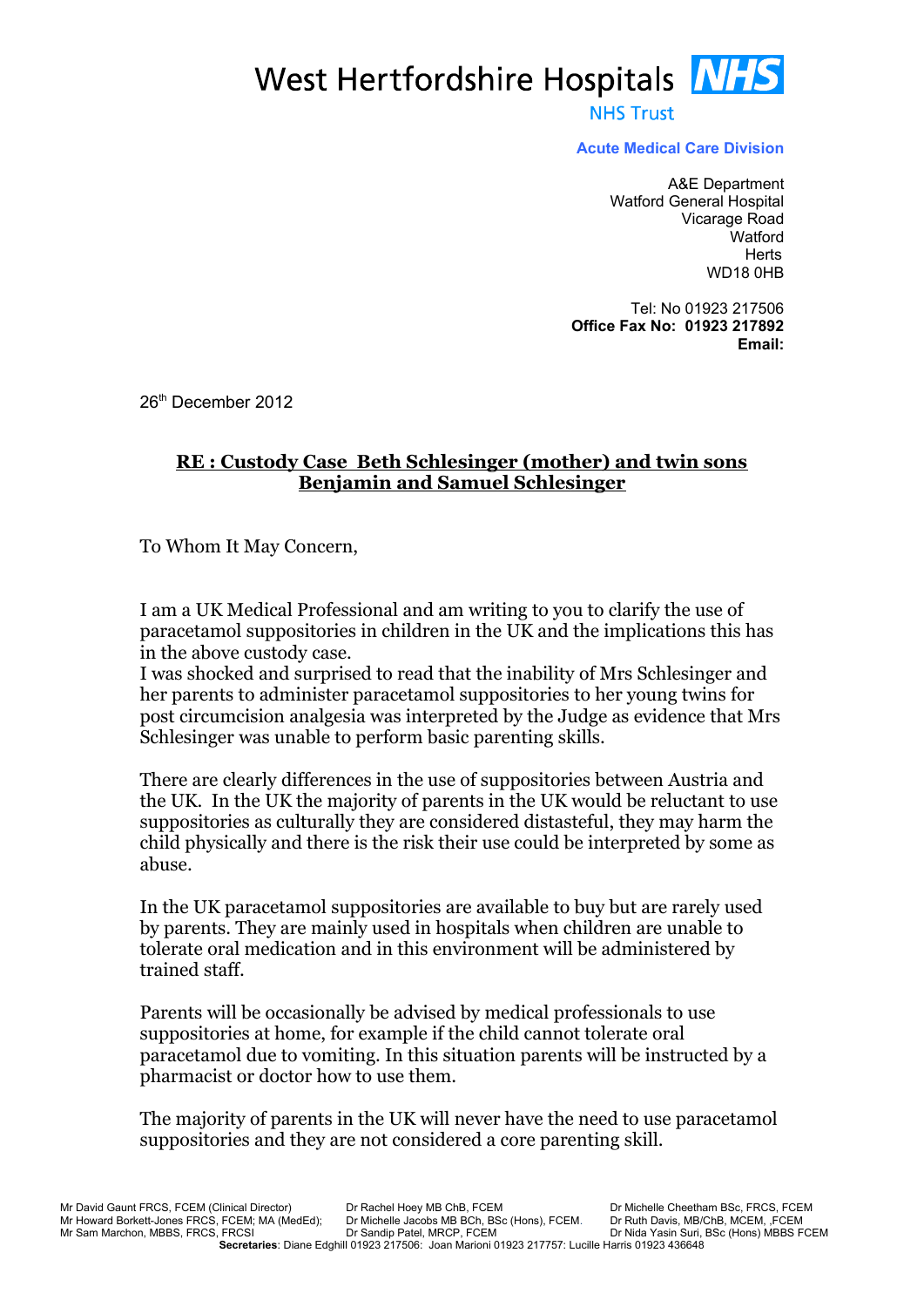West Hertfordshire Hospitals NHS

NHS Trust

**Acute Medical Care Division**

A&E Department
Watford General Hospital
Vicarage Road
Watford
Herts
WD18 0HB

Tel: No 01923 217506
**Office Fax No: 01923 217892**
**Email:**

26th December 2012

**RE : Custody Case Beth Schlesinger (mother) and twin sons Benjamin and Samuel Schlesinger**

To Whom It May Concern,

I am a UK Medical Professional and am writing to you to clarify the use of paracetamol suppositories in children in the UK and the implications this has in the above custody case.
I was shocked and surprised to read that the inability of Mrs Schlesinger and her parents to administer paracetamol suppositories to her young twins for post circumcision analgesia was interpreted by the Judge as evidence that Mrs Schlesinger was unable to perform basic parenting skills.

There are clearly differences in the use of suppositories between Austria and the UK. In the UK the majority of parents in the UK would be reluctant to use suppositories as culturally they are considered distasteful, they may harm the child physically and there is the risk their use could be interpreted by some as abuse.

In the UK paracetamol suppositories are available to buy but are rarely used by parents. They are mainly used in hospitals when children are unable to tolerate oral medication and in this environment will be administered by trained staff.

Parents will be occasionally be advised by medical professionals to use suppositories at home, for example if the child cannot tolerate oral paracetamol due to vomiting. In this situation parents will be instructed by a pharmacist or doctor how to use them.

The majority of parents in the UK will never have the need to use paracetamol suppositories and they are not considered a core parenting skill.

Mr David Gaunt FRCS, FCEM (Clinical Director) | Dr Rachel Hoey MB ChB, FCEM | Dr Michelle Cheetham BSc, FRCS, FCEM
Mr Howard Borkett-Jones FRCS, FCEM; MA (MedEd); | Dr Michelle Jacobs MB BCh, BSc (Hons), FCEM. | Dr Ruth Davis, MB/ChB, MCEM, ,FCEM
Mr Sam Marchon, MBBS, FRCS, FRCSI | Dr Sandip Patel, MRCP, FCEM | Dr Nida Yasin Suri, BSc (Hons) MBBS FCEM
**Secretaries**: Diane Edghill 01923 217506: Joan Marioni 01923 217757: Lucille Harris 01923 436648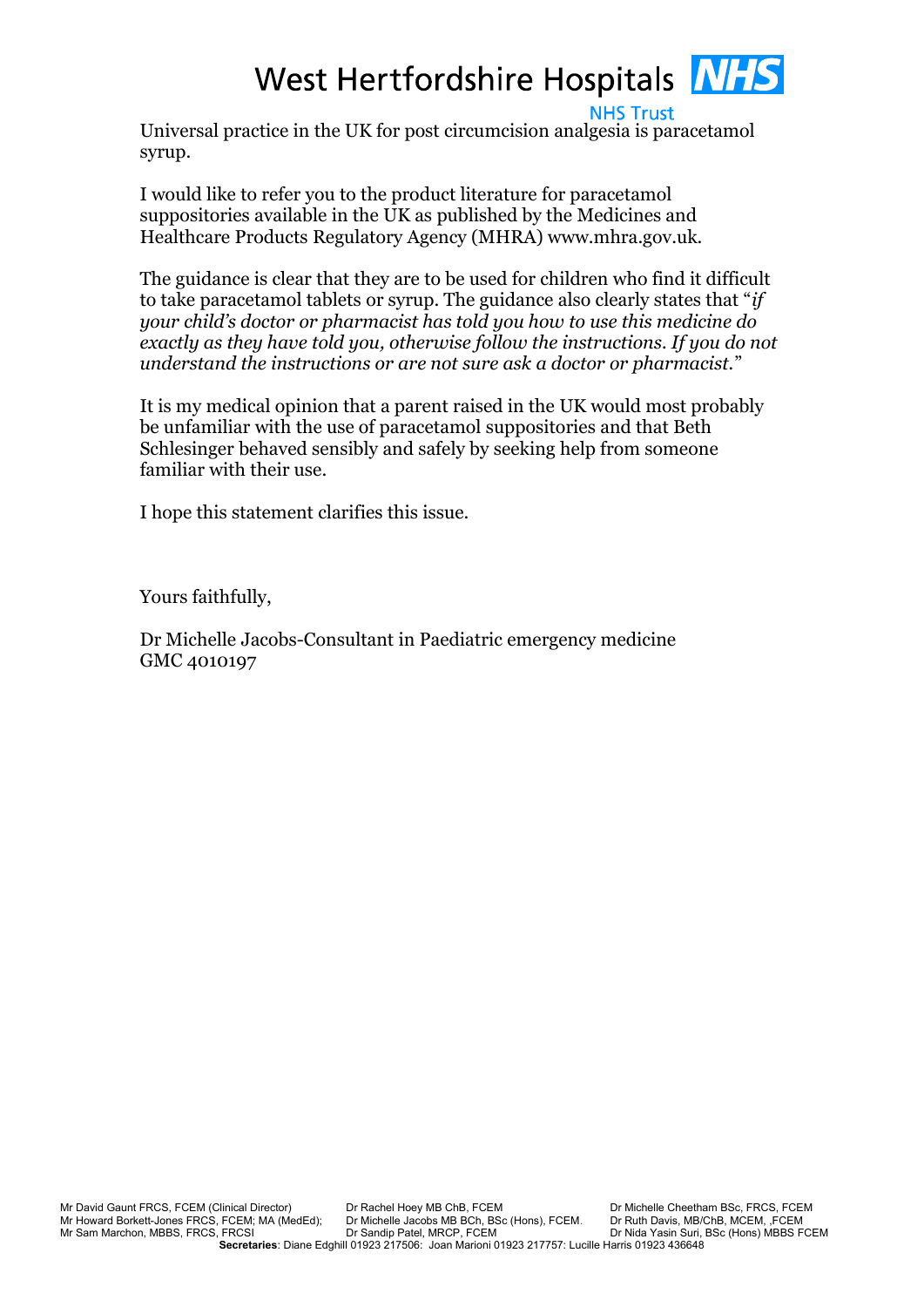Universal practice in the UK for post circumcision analgesia is paracetamol syrup.

I would like to refer you to the product literature for paracetamol suppositories available in the UK as published by the Medicines and Healthcare Products Regulatory Agency (MHRA) www.mhra.gov.uk.

The guidance is clear that they are to be used for children who find it difficult to take paracetamol tablets or syrup. The guidance also clearly states that "*if your child's doctor or pharmacist has told you how to use this medicine do exactly as they have told you, otherwise follow the instructions. If you do not understand the instructions or are not sure ask a doctor or pharmacist.*"

It is my medical opinion that a parent raised in the UK would most probably be unfamiliar with the use of paracetamol suppositories and that Beth Schlesinger behaved sensibly and safely by seeking help from someone familiar with their use.

I hope this statement clarifies this issue.

Yours faithfully,

Dr Michelle Jacobs-Consultant in Paediatric emergency medicine
GMC 4010197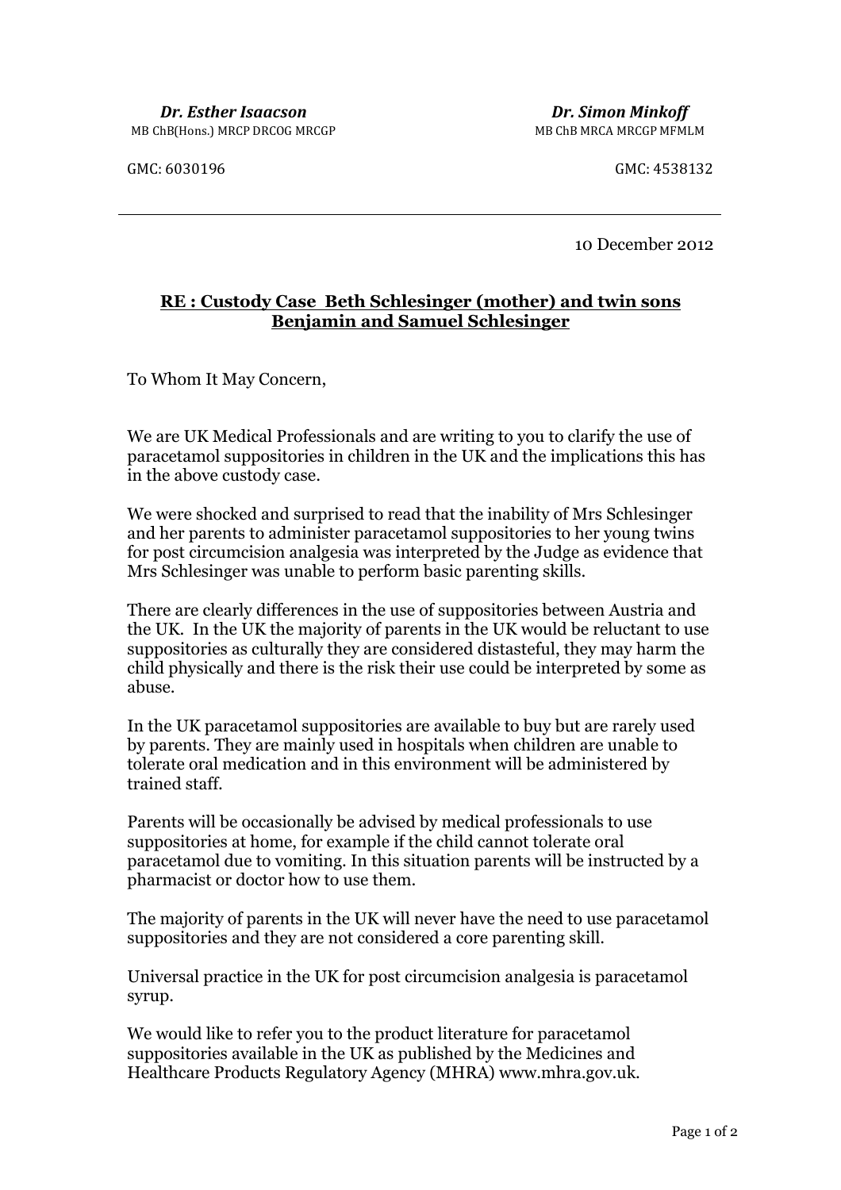***Dr. Esther Isaacson***
MB ChB(Hons.) MRCP DRCOG MRCGP

GMC: 6030196

***Dr. Simon Minkoff***
MB ChB MRCA MRCGP MFMLM

GMC: 4538132

---

10 December 2012

**RE : Custody Case Beth Schlesinger (mother) and twin sons Benjamin and Samuel Schlesinger**

To Whom It May Concern,

We are UK Medical Professionals and are writing to you to clarify the use of paracetamol suppositories in children in the UK and the implications this has in the above custody case.

We were shocked and surprised to read that the inability of Mrs Schlesinger and her parents to administer paracetamol suppositories to her young twins for post circumcision analgesia was interpreted by the Judge as evidence that Mrs Schlesinger was unable to perform basic parenting skills.

There are clearly differences in the use of suppositories between Austria and the UK. In the UK the majority of parents in the UK would be reluctant to use suppositories as culturally they are considered distasteful, they may harm the child physically and there is the risk their use could be interpreted by some as abuse.

In the UK paracetamol suppositories are available to buy but are rarely used by parents. They are mainly used in hospitals when children are unable to tolerate oral medication and in this environment will be administered by trained staff.

Parents will be occasionally be advised by medical professionals to use suppositories at home, for example if the child cannot tolerate oral paracetamol due to vomiting. In this situation parents will be instructed by a pharmacist or doctor how to use them.

The majority of parents in the UK will never have the need to use paracetamol suppositories and they are not considered a core parenting skill.

Universal practice in the UK for post circumcision analgesia is paracetamol syrup.

We would like to refer you to the product literature for paracetamol suppositories available in the UK as published by the Medicines and Healthcare Products Regulatory Agency (MHRA) www.mhra.gov.uk.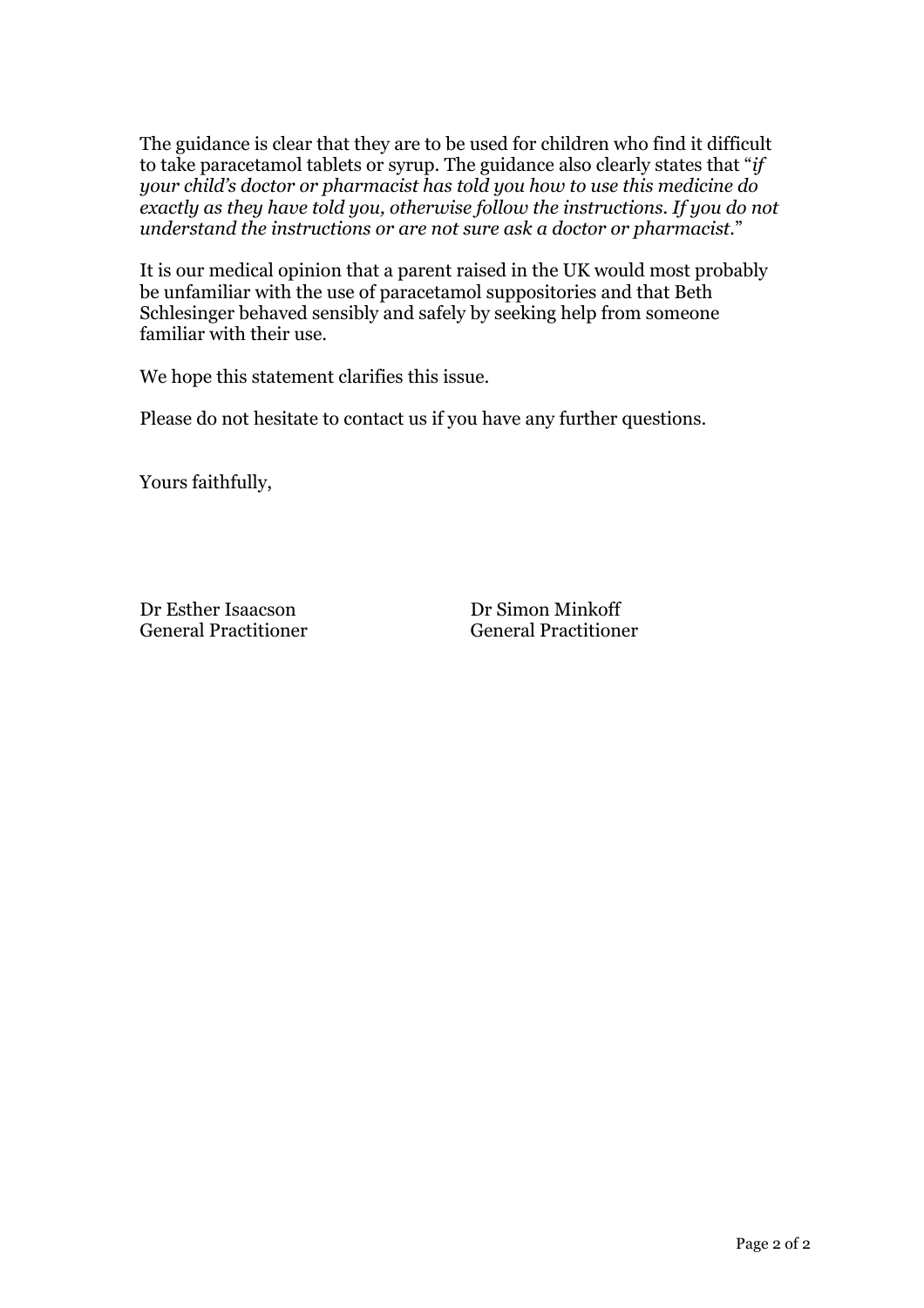The guidance is clear that they are to be used for children who find it difficult to take paracetamol tablets or syrup. The guidance also clearly states that "*if your child's doctor or pharmacist has told you how to use this medicine do exactly as they have told you, otherwise follow the instructions. If you do not understand the instructions or are not sure ask a doctor or pharmacist.*"

It is our medical opinion that a parent raised in the UK would most probably be unfamiliar with the use of paracetamol suppositories and that Beth Schlesinger behaved sensibly and safely by seeking help from someone familiar with their use.

We hope this statement clarifies this issue.

Please do not hesitate to contact us if you have any further questions.

Yours faithfully,

Dr Esther Isaacson
General Practitioner

Dr Simon Minkoff
General Practitioner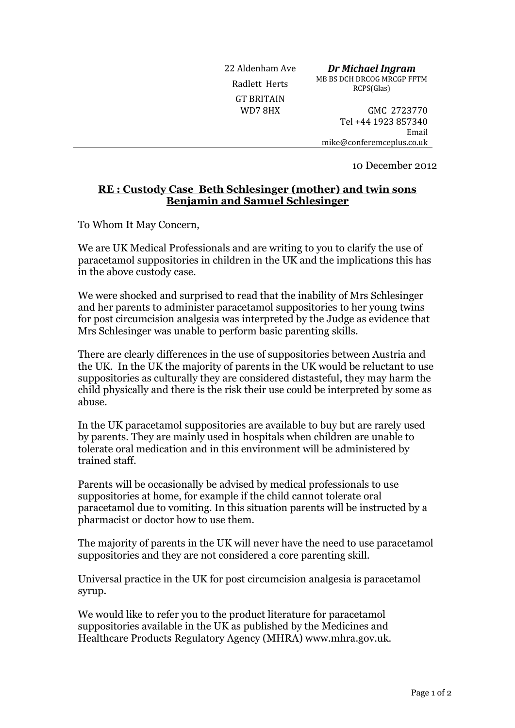22 Aldenham Ave
Radlett Herts
GT BRITAIN
WD7 8HX

***Dr Michael Ingram***
MB BS DCH DRCOG MRCGP FFTM RCPS(Glas)

GMC 2723770
Tel +44 1923 857340
Email mike@conferemceplus.co.uk

10 December 2012

**RE : Custody Case Beth Schlesinger (mother) and twin sons Benjamin and Samuel Schlesinger**

To Whom It May Concern,

We are UK Medical Professionals and are writing to you to clarify the use of paracetamol suppositories in children in the UK and the implications this has in the above custody case.

We were shocked and surprised to read that the inability of Mrs Schlesinger and her parents to administer paracetamol suppositories to her young twins for post circumcision analgesia was interpreted by the Judge as evidence that Mrs Schlesinger was unable to perform basic parenting skills.

There are clearly differences in the use of suppositories between Austria and the UK. In the UK the majority of parents in the UK would be reluctant to use suppositories as culturally they are considered distasteful, they may harm the child physically and there is the risk their use could be interpreted by some as abuse.

In the UK paracetamol suppositories are available to buy but are rarely used by parents. They are mainly used in hospitals when children are unable to tolerate oral medication and in this environment will be administered by trained staff.

Parents will be occasionally be advised by medical professionals to use suppositories at home, for example if the child cannot tolerate oral paracetamol due to vomiting. In this situation parents will be instructed by a pharmacist or doctor how to use them.

The majority of parents in the UK will never have the need to use paracetamol suppositories and they are not considered a core parenting skill.

Universal practice in the UK for post circumcision analgesia is paracetamol syrup.

We would like to refer you to the product literature for paracetamol suppositories available in the UK as published by the Medicines and Healthcare Products Regulatory Agency (MHRA) www.mhra.gov.uk.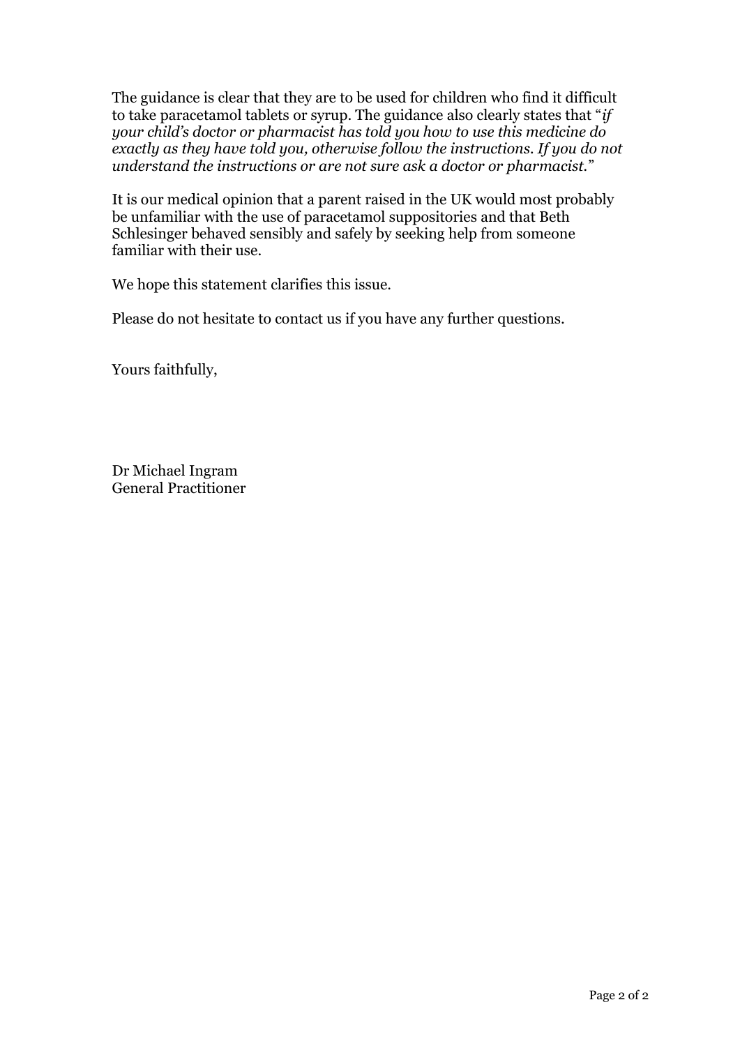The guidance is clear that they are to be used for children who find it difficult to take paracetamol tablets or syrup. The guidance also clearly states that "*if your child's doctor or pharmacist has told you how to use this medicine do exactly as they have told you, otherwise follow the instructions. If you do not understand the instructions or are not sure ask a doctor or pharmacist.*"

It is our medical opinion that a parent raised in the UK would most probably be unfamiliar with the use of paracetamol suppositories and that Beth Schlesinger behaved sensibly and safely by seeking help from someone familiar with their use.

We hope this statement clarifies this issue.

Please do not hesitate to contact us if you have any further questions.

Yours faithfully,

Dr Michael Ingram
General Practitioner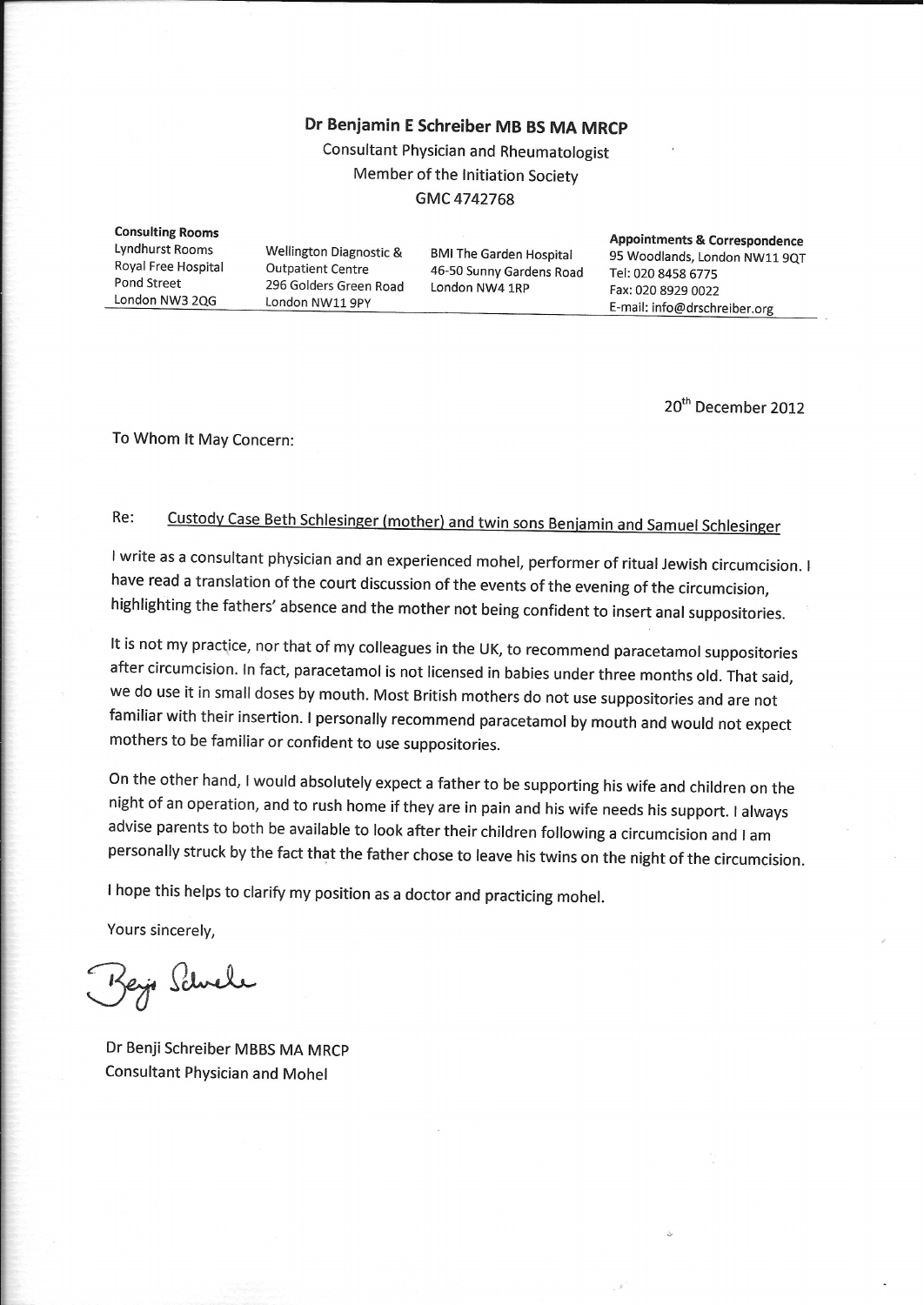**Dr Benjamin E Schreiber MB BS MA MRCP**

Consultant Physician and Rheumatologist

Member of the Initiation Society

GMC 4742768

**Consulting Rooms**
Lyndhurst Rooms
Royal Free Hospital
Pond Street
London NW3 2QG

Wellington Diagnostic & Outpatient Centre
296 Golders Green Road
London NW11 9PY

BMI The Garden Hospital
46-50 Sunny Gardens Road
London NW4 1RP

**Appointments & Correspondence**
95 Woodlands, London NW11 9QT
Tel: 020 8458 6775
Fax: 020 8929 0022
E-mail: info@drschreiber.org

20th December 2012

To Whom It May Concern:

Re: Custody Case Beth Schlesinger (mother) and twin sons Benjamin and Samuel Schlesinger

I write as a consultant physician and an experienced mohel, performer of ritual Jewish circumcision. I have read a translation of the court discussion of the events of the evening of the circumcision, highlighting the fathers' absence and the mother not being confident to insert anal suppositories.

It is not my practice, nor that of my colleagues in the UK, to recommend paracetamol suppositories after circumcision. In fact, paracetamol is not licensed in babies under three months old. That said, we do use it in small doses by mouth. Most British mothers do not use suppositories and are not familiar with their insertion. I personally recommend paracetamol by mouth and would not expect mothers to be familiar or confident to use suppositories.

On the other hand, I would absolutely expect a father to be supporting his wife and children on the night of an operation, and to rush home if they are in pain and his wife needs his support. I always advise parents to both be available to look after their children following a circumcision and I am personally struck by the fact that the father chose to leave his twins on the night of the circumcision.

I hope this helps to clarify my position as a doctor and practicing mohel.

Yours sincerely,

Benji Schreiber

Dr Benji Schreiber MBBS MA MRCP
Consultant Physician and Mohel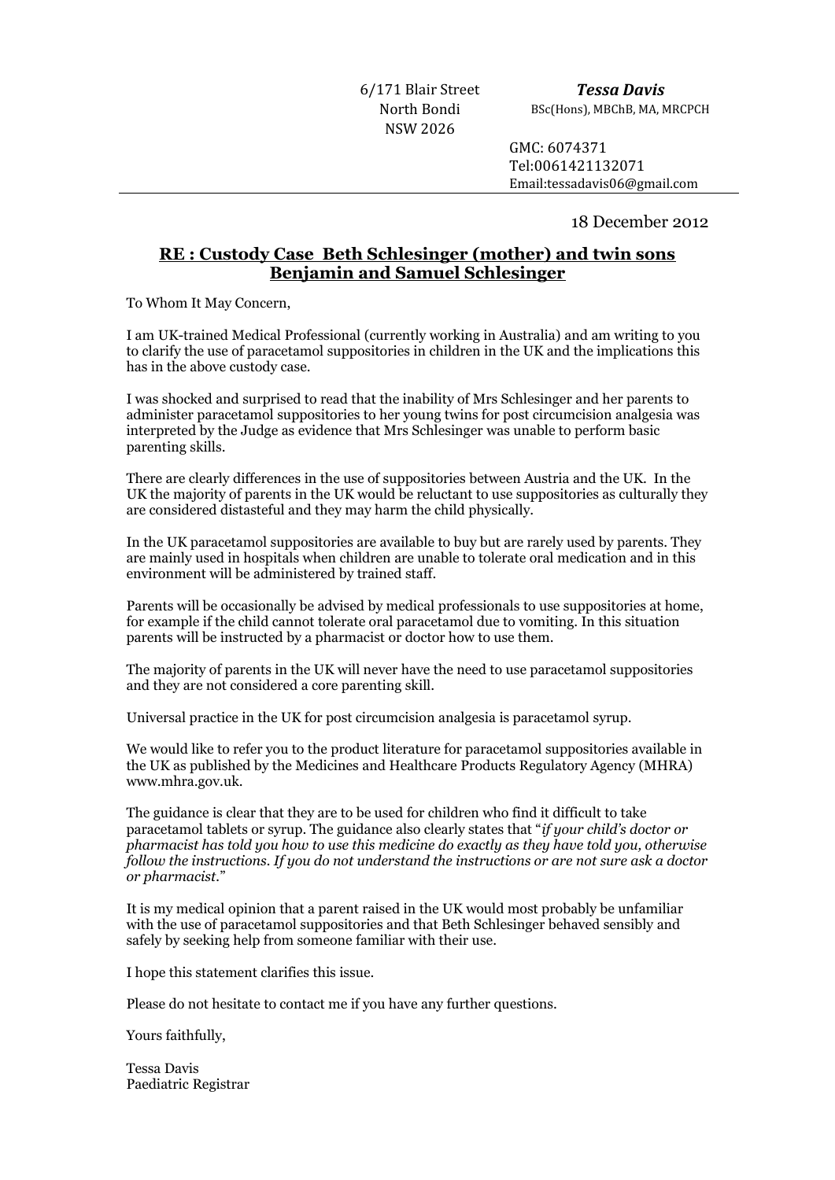6/171 Blair Street
North Bondi
NSW 2026

***Tessa Davis***
BSc(Hons), MBChB, MA, MRCPCH

GMC: 6074371
Tel:0061421132071
Email:tessadavis06@gmail.com

18 December 2012

**RE : Custody Case Beth Schlesinger (mother) and twin sons Benjamin and Samuel Schlesinger**

To Whom It May Concern,

I am UK-trained Medical Professional (currently working in Australia) and am writing to you to clarify the use of paracetamol suppositories in children in the UK and the implications this has in the above custody case.

I was shocked and surprised to read that the inability of Mrs Schlesinger and her parents to administer paracetamol suppositories to her young twins for post circumcision analgesia was interpreted by the Judge as evidence that Mrs Schlesinger was unable to perform basic parenting skills.

There are clearly differences in the use of suppositories between Austria and the UK. In the UK the majority of parents in the UK would be reluctant to use suppositories as culturally they are considered distasteful and they may harm the child physically.

In the UK paracetamol suppositories are available to buy but are rarely used by parents. They are mainly used in hospitals when children are unable to tolerate oral medication and in this environment will be administered by trained staff.

Parents will be occasionally be advised by medical professionals to use suppositories at home, for example if the child cannot tolerate oral paracetamol due to vomiting. In this situation parents will be instructed by a pharmacist or doctor how to use them.

The majority of parents in the UK will never have the need to use paracetamol suppositories and they are not considered a core parenting skill.

Universal practice in the UK for post circumcision analgesia is paracetamol syrup.

We would like to refer you to the product literature for paracetamol suppositories available in the UK as published by the Medicines and Healthcare Products Regulatory Agency (MHRA) www.mhra.gov.uk.

The guidance is clear that they are to be used for children who find it difficult to take paracetamol tablets or syrup. The guidance also clearly states that "*if your child's doctor or pharmacist has told you how to use this medicine do exactly as they have told you, otherwise follow the instructions. If you do not understand the instructions or are not sure ask a doctor or pharmacist*."

It is my medical opinion that a parent raised in the UK would most probably be unfamiliar with the use of paracetamol suppositories and that Beth Schlesinger behaved sensibly and safely by seeking help from someone familiar with their use.

I hope this statement clarifies this issue.

Please do not hesitate to contact me if you have any further questions.

Yours faithfully,

Tessa Davis
Paediatric Registrar